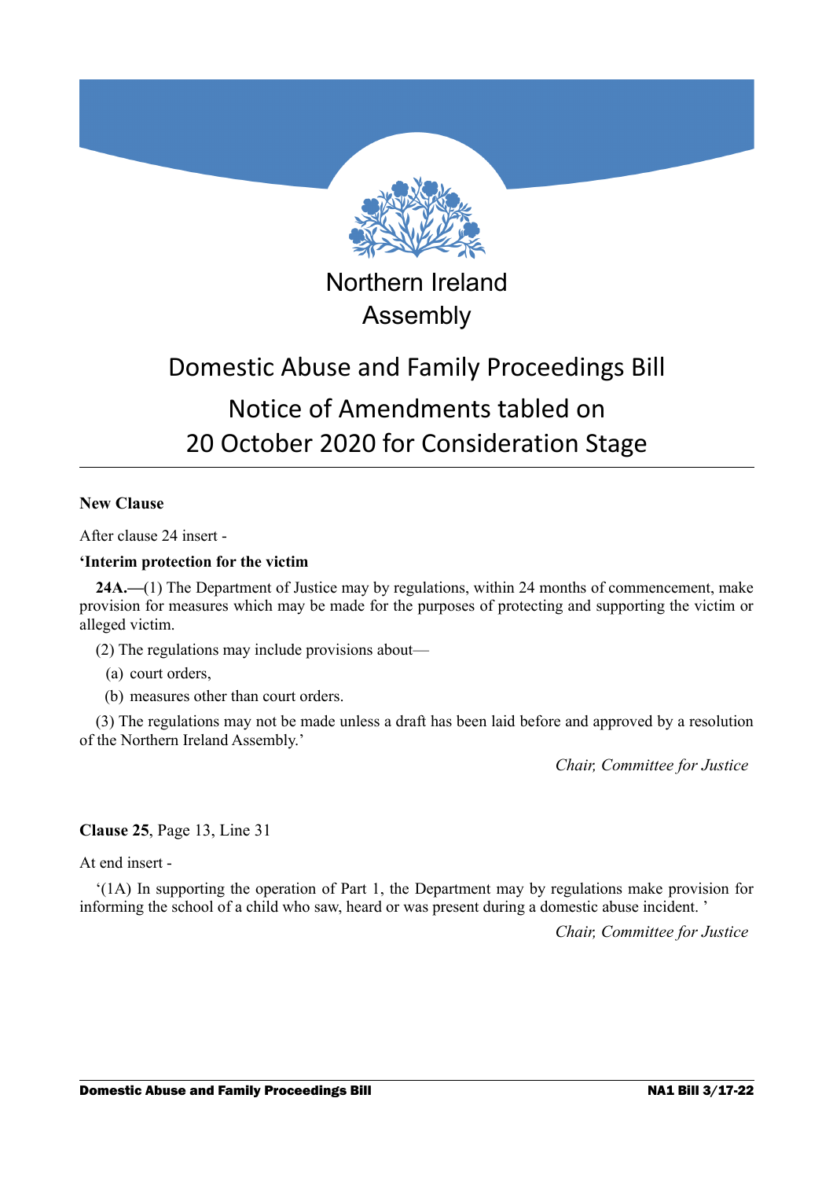Northern Ireland Assembly

# Domestic Abuse and Family Proceedings Bill

## Notice of Amendments tabled on 20 October 2020 for Consideration Stage

---

**New Clause**

After clause 24 insert -

**'Interim protection for the victim**

**24A.—**(1) The Department of Justice may by regulations, within 24 months of commencement, make provision for measures which may be made for the purposes of protecting and supporting the victim or alleged victim.

(2) The regulations may include provisions about—

(a) court orders,

(b) measures other than court orders.

(3) The regulations may not be made unless a draft has been laid before and approved by a resolution of the Northern Ireland Assembly.'

*Chair, Committee for Justice*

**Clause 25**, Page 13, Line 31

At end insert -

'(1A) In supporting the operation of Part 1, the Department may by regulations make provision for informing the school of a child who saw, heard or was present during a domestic abuse incident. '

*Chair, Committee for Justice*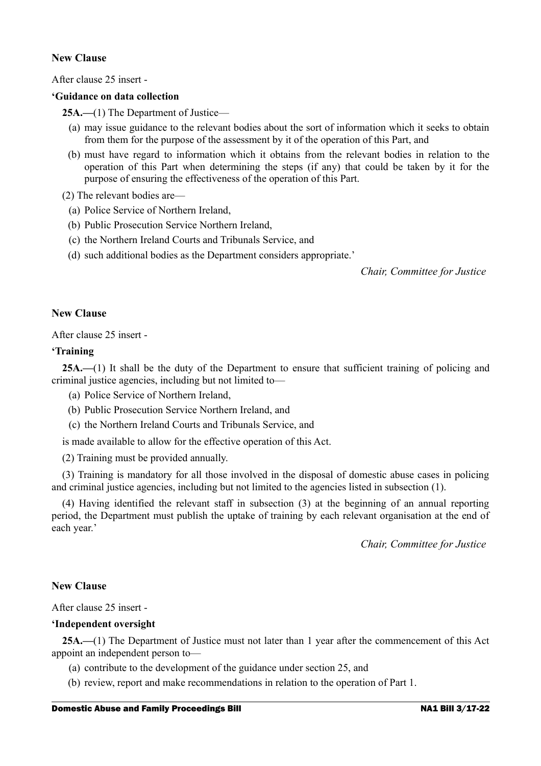**New Clause**

After clause 25 insert -

**'Guidance on data collection**

**25A.—**(1) The Department of Justice—

(a) may issue guidance to the relevant bodies about the sort of information which it seeks to obtain from them for the purpose of the assessment by it of the operation of this Part, and

(b) must have regard to information which it obtains from the relevant bodies in relation to the operation of this Part when determining the steps (if any) that could be taken by it for the purpose of ensuring the effectiveness of the operation of this Part.

(2) The relevant bodies are—

(a) Police Service of Northern Ireland,

(b) Public Prosecution Service Northern Ireland,

(c) the Northern Ireland Courts and Tribunals Service, and

(d) such additional bodies as the Department considers appropriate.'

*Chair, Committee for Justice*

**New Clause**

After clause 25 insert -

**'Training**

**25A.—**(1) It shall be the duty of the Department to ensure that sufficient training of policing and criminal justice agencies, including but not limited to—

(a) Police Service of Northern Ireland,

(b) Public Prosecution Service Northern Ireland, and

(c) the Northern Ireland Courts and Tribunals Service, and

is made available to allow for the effective operation of this Act.

(2) Training must be provided annually.

(3) Training is mandatory for all those involved in the disposal of domestic abuse cases in policing and criminal justice agencies, including but not limited to the agencies listed in subsection (1).

(4) Having identified the relevant staff in subsection (3) at the beginning of an annual reporting period, the Department must publish the uptake of training by each relevant organisation at the end of each year.'

*Chair, Committee for Justice*

**New Clause**

After clause 25 insert -

**'Independent oversight**

**25A.—**(1) The Department of Justice must not later than 1 year after the commencement of this Act appoint an independent person to—

(a) contribute to the development of the guidance under section 25, and

(b) review, report and make recommendations in relation to the operation of Part 1.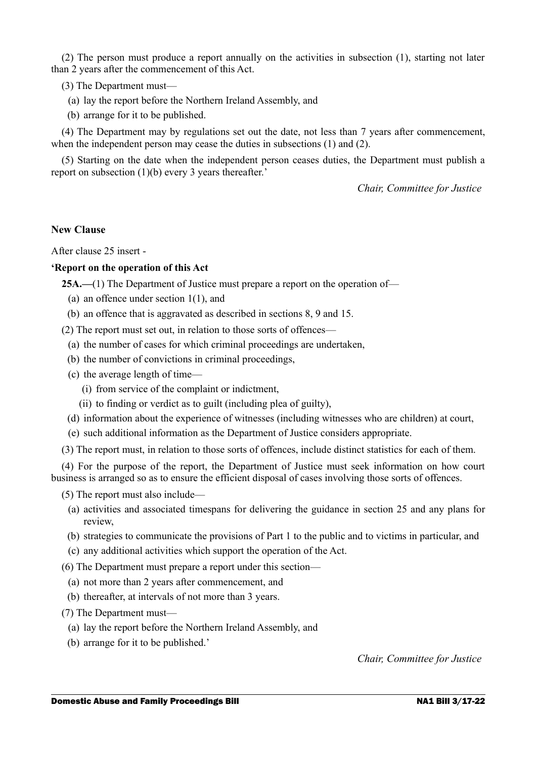(2) The person must produce a report annually on the activities in subsection (1), starting not later than 2 years after the commencement of this Act.

(3) The Department must—

(a) lay the report before the Northern Ireland Assembly, and

(b) arrange for it to be published.

(4) The Department may by regulations set out the date, not less than 7 years after commencement, when the independent person may cease the duties in subsections (1) and (2).

(5) Starting on the date when the independent person ceases duties, the Department must publish a report on subsection (1)(b) every 3 years thereafter.'

*Chair, Committee for Justice*

**New Clause**

After clause 25 insert -

**'Report on the operation of this Act**

**25A.—**(1) The Department of Justice must prepare a report on the operation of—

(a) an offence under section 1(1), and

(b) an offence that is aggravated as described in sections 8, 9 and 15.

(2) The report must set out, in relation to those sorts of offences—

(a) the number of cases for which criminal proceedings are undertaken,

(b) the number of convictions in criminal proceedings,

(c) the average length of time—

(i) from service of the complaint or indictment,

(ii) to finding or verdict as to guilt (including plea of guilty),

(d) information about the experience of witnesses (including witnesses who are children) at court,

(e) such additional information as the Department of Justice considers appropriate.

(3) The report must, in relation to those sorts of offences, include distinct statistics for each of them.

(4) For the purpose of the report, the Department of Justice must seek information on how court business is arranged so as to ensure the efficient disposal of cases involving those sorts of offences.

(5) The report must also include—

(a) activities and associated timespans for delivering the guidance in section 25 and any plans for review,

(b) strategies to communicate the provisions of Part 1 to the public and to victims in particular, and

(c) any additional activities which support the operation of the Act.

(6) The Department must prepare a report under this section—

(a) not more than 2 years after commencement, and

(b) thereafter, at intervals of not more than 3 years.

(7) The Department must—

(a) lay the report before the Northern Ireland Assembly, and

(b) arrange for it to be published.'

*Chair, Committee for Justice*